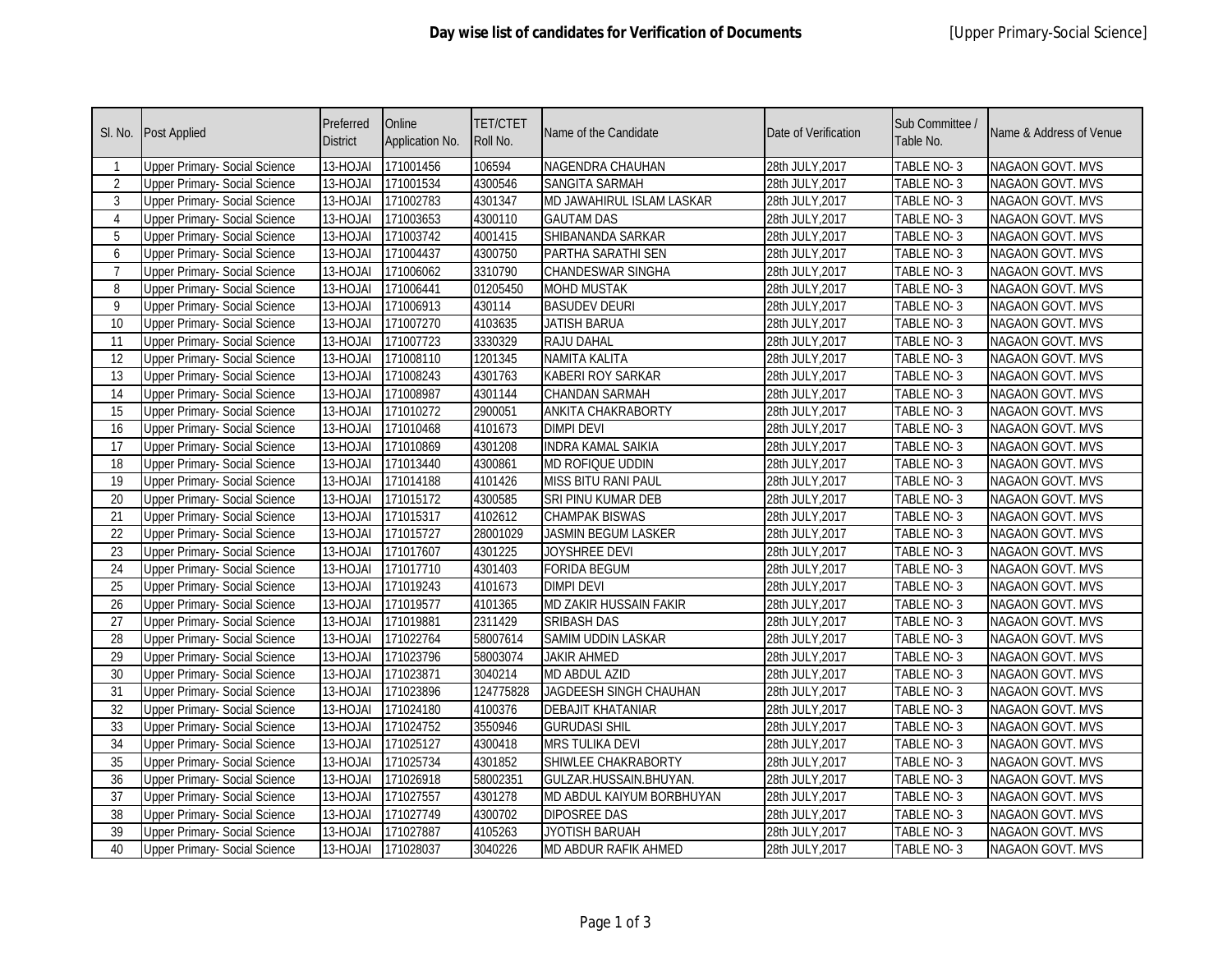# Day wise list of candidates for Verification of Documents

[Upper Primary-Social Science]

| Sl. No. | Post Applied | Preferred District | Online Application No. | TET/CTET Roll No. | Name of the Candidate | Date of Verification | Sub Committee / Table No. | Name & Address of Venue |
|---|---|---|---|---|---|---|---|---|
| 1 | Upper Primary- Social Science | 13-HOJAI | 171001456 | 106594 | NAGENDRA CHAUHAN | 28th JULY,2017 | TABLE NO- 3 | NAGAON GOVT. MVS |
| 2 | Upper Primary- Social Science | 13-HOJAI | 171001534 | 4300546 | SANGITA SARMAH | 28th JULY,2017 | TABLE NO- 3 | NAGAON GOVT. MVS |
| 3 | Upper Primary- Social Science | 13-HOJAI | 171002783 | 4301347 | MD JAWAHIRUL ISLAM LASKAR | 28th JULY,2017 | TABLE NO- 3 | NAGAON GOVT. MVS |
| 4 | Upper Primary- Social Science | 13-HOJAI | 171003653 | 4300110 | GAUTAM DAS | 28th JULY,2017 | TABLE NO- 3 | NAGAON GOVT. MVS |
| 5 | Upper Primary- Social Science | 13-HOJAI | 171003742 | 4001415 | SHIBANANDA SARKAR | 28th JULY,2017 | TABLE NO- 3 | NAGAON GOVT. MVS |
| 6 | Upper Primary- Social Science | 13-HOJAI | 171004437 | 4300750 | PARTHA SARATHI SEN | 28th JULY,2017 | TABLE NO- 3 | NAGAON GOVT. MVS |
| 7 | Upper Primary- Social Science | 13-HOJAI | 171006062 | 3310790 | CHANDESWAR SINGHA | 28th JULY,2017 | TABLE NO- 3 | NAGAON GOVT. MVS |
| 8 | Upper Primary- Social Science | 13-HOJAI | 171006441 | 01205450 | MOHD MUSTAK | 28th JULY,2017 | TABLE NO- 3 | NAGAON GOVT. MVS |
| 9 | Upper Primary- Social Science | 13-HOJAI | 171006913 | 430114 | BASUDEV DEURI | 28th JULY,2017 | TABLE NO- 3 | NAGAON GOVT. MVS |
| 10 | Upper Primary- Social Science | 13-HOJAI | 171007270 | 4103635 | JATISH BARUA | 28th JULY,2017 | TABLE NO- 3 | NAGAON GOVT. MVS |
| 11 | Upper Primary- Social Science | 13-HOJAI | 171007723 | 3330329 | RAJU DAHAL | 28th JULY,2017 | TABLE NO- 3 | NAGAON GOVT. MVS |
| 12 | Upper Primary- Social Science | 13-HOJAI | 171008110 | 1201345 | NAMITA KALITA | 28th JULY,2017 | TABLE NO- 3 | NAGAON GOVT. MVS |
| 13 | Upper Primary- Social Science | 13-HOJAI | 171008243 | 4301763 | KABERI ROY SARKAR | 28th JULY,2017 | TABLE NO- 3 | NAGAON GOVT. MVS |
| 14 | Upper Primary- Social Science | 13-HOJAI | 171008987 | 4301144 | CHANDAN SARMAH | 28th JULY,2017 | TABLE NO- 3 | NAGAON GOVT. MVS |
| 15 | Upper Primary- Social Science | 13-HOJAI | 171010272 | 2900051 | ANKITA CHAKRABORTY | 28th JULY,2017 | TABLE NO- 3 | NAGAON GOVT. MVS |
| 16 | Upper Primary- Social Science | 13-HOJAI | 171010468 | 4101673 | DIMPI DEVI | 28th JULY,2017 | TABLE NO- 3 | NAGAON GOVT. MVS |
| 17 | Upper Primary- Social Science | 13-HOJAI | 171010869 | 4301208 | INDRA KAMAL SAIKIA | 28th JULY,2017 | TABLE NO- 3 | NAGAON GOVT. MVS |
| 18 | Upper Primary- Social Science | 13-HOJAI | 171013440 | 4300861 | MD ROFIQUE UDDIN | 28th JULY,2017 | TABLE NO- 3 | NAGAON GOVT. MVS |
| 19 | Upper Primary- Social Science | 13-HOJAI | 171014188 | 4101426 | MISS BITU RANI PAUL | 28th JULY,2017 | TABLE NO- 3 | NAGAON GOVT. MVS |
| 20 | Upper Primary- Social Science | 13-HOJAI | 171015172 | 4300585 | SRI PINU KUMAR DEB | 28th JULY,2017 | TABLE NO- 3 | NAGAON GOVT. MVS |
| 21 | Upper Primary- Social Science | 13-HOJAI | 171015317 | 4102612 | CHAMPAK BISWAS | 28th JULY,2017 | TABLE NO- 3 | NAGAON GOVT. MVS |
| 22 | Upper Primary- Social Science | 13-HOJAI | 171015727 | 28001029 | JASMIN BEGUM LASKER | 28th JULY,2017 | TABLE NO- 3 | NAGAON GOVT. MVS |
| 23 | Upper Primary- Social Science | 13-HOJAI | 171017607 | 4301225 | JOYSHREE DEVI | 28th JULY,2017 | TABLE NO- 3 | NAGAON GOVT. MVS |
| 24 | Upper Primary- Social Science | 13-HOJAI | 171017710 | 4301403 | FORIDA BEGUM | 28th JULY,2017 | TABLE NO- 3 | NAGAON GOVT. MVS |
| 25 | Upper Primary- Social Science | 13-HOJAI | 171019243 | 4101673 | DIMPI DEVI | 28th JULY,2017 | TABLE NO- 3 | NAGAON GOVT. MVS |
| 26 | Upper Primary- Social Science | 13-HOJAI | 171019577 | 4101365 | MD ZAKIR HUSSAIN FAKIR | 28th JULY,2017 | TABLE NO- 3 | NAGAON GOVT. MVS |
| 27 | Upper Primary- Social Science | 13-HOJAI | 171019881 | 2311429 | SRIBASH DAS | 28th JULY,2017 | TABLE NO- 3 | NAGAON GOVT. MVS |
| 28 | Upper Primary- Social Science | 13-HOJAI | 171022764 | 58007614 | SAMIM UDDIN LASKAR | 28th JULY,2017 | TABLE NO- 3 | NAGAON GOVT. MVS |
| 29 | Upper Primary- Social Science | 13-HOJAI | 171023796 | 58003074 | JAKIR AHMED | 28th JULY,2017 | TABLE NO- 3 | NAGAON GOVT. MVS |
| 30 | Upper Primary- Social Science | 13-HOJAI | 171023871 | 3040214 | MD ABDUL AZID | 28th JULY,2017 | TABLE NO- 3 | NAGAON GOVT. MVS |
| 31 | Upper Primary- Social Science | 13-HOJAI | 171023896 | 124775828 | JAGDEESH SINGH CHAUHAN | 28th JULY,2017 | TABLE NO- 3 | NAGAON GOVT. MVS |
| 32 | Upper Primary- Social Science | 13-HOJAI | 171024180 | 4100376 | DEBAJIT KHATANIAR | 28th JULY,2017 | TABLE NO- 3 | NAGAON GOVT. MVS |
| 33 | Upper Primary- Social Science | 13-HOJAI | 171024752 | 3550946 | GURUDASI SHIL | 28th JULY,2017 | TABLE NO- 3 | NAGAON GOVT. MVS |
| 34 | Upper Primary- Social Science | 13-HOJAI | 171025127 | 4300418 | MRS TULIKA DEVI | 28th JULY,2017 | TABLE NO- 3 | NAGAON GOVT. MVS |
| 35 | Upper Primary- Social Science | 13-HOJAI | 171025734 | 4301852 | SHIWLEE CHAKRABORTY | 28th JULY,2017 | TABLE NO- 3 | NAGAON GOVT. MVS |
| 36 | Upper Primary- Social Science | 13-HOJAI | 171026918 | 58002351 | GULZAR.HUSSAIN.BHUYAN. | 28th JULY,2017 | TABLE NO- 3 | NAGAON GOVT. MVS |
| 37 | Upper Primary- Social Science | 13-HOJAI | 171027557 | 4301278 | MD ABDUL KAIYUM BORBHUYAN | 28th JULY,2017 | TABLE NO- 3 | NAGAON GOVT. MVS |
| 38 | Upper Primary- Social Science | 13-HOJAI | 171027749 | 4300702 | DIPOSREE DAS | 28th JULY,2017 | TABLE NO- 3 | NAGAON GOVT. MVS |
| 39 | Upper Primary- Social Science | 13-HOJAI | 171027887 | 4105263 | JYOTISH BARUAH | 28th JULY,2017 | TABLE NO- 3 | NAGAON GOVT. MVS |
| 40 | Upper Primary- Social Science | 13-HOJAI | 171028037 | 3040226 | MD ABDUR RAFIK AHMED | 28th JULY,2017 | TABLE NO- 3 | NAGAON GOVT. MVS |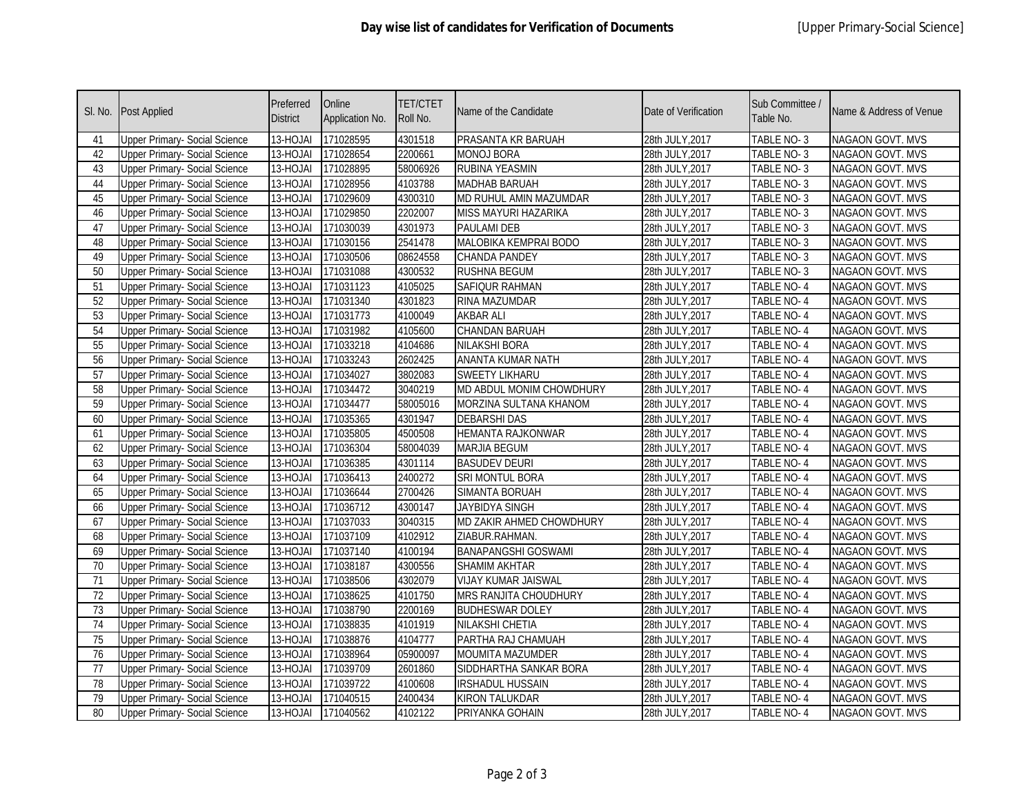# Day wise list of candidates for Verification of Documents

[Upper Primary-Social Science]

| Sl. No. | Post Applied | Preferred District | Online Application No. | TET/CTET Roll No. | Name of the Candidate | Date of Verification | Sub Committee / Table No. | Name & Address of Venue |
|---|---|---|---|---|---|---|---|---|
| 41 | Upper Primary- Social Science | 13-HOJAI | 171028595 | 4301518 | PRASANTA KR BARUAH | 28th JULY,2017 | TABLE NO- 3 | NAGAON GOVT. MVS |
| 42 | Upper Primary- Social Science | 13-HOJAI | 171028654 | 2200661 | MONOJ BORA | 28th JULY,2017 | TABLE NO- 3 | NAGAON GOVT. MVS |
| 43 | Upper Primary- Social Science | 13-HOJAI | 171028895 | 58006926 | RUBINA YEASMIN | 28th JULY,2017 | TABLE NO- 3 | NAGAON GOVT. MVS |
| 44 | Upper Primary- Social Science | 13-HOJAI | 171028956 | 4103788 | MADHAB BARUAH | 28th JULY,2017 | TABLE NO- 3 | NAGAON GOVT. MVS |
| 45 | Upper Primary- Social Science | 13-HOJAI | 171029609 | 4300310 | MD RUHUL AMIN MAZUMDAR | 28th JULY,2017 | TABLE NO- 3 | NAGAON GOVT. MVS |
| 46 | Upper Primary- Social Science | 13-HOJAI | 171029850 | 2202007 | MISS MAYURI HAZARIKA | 28th JULY,2017 | TABLE NO- 3 | NAGAON GOVT. MVS |
| 47 | Upper Primary- Social Science | 13-HOJAI | 171030039 | 4301973 | PAULAMI DEB | 28th JULY,2017 | TABLE NO- 3 | NAGAON GOVT. MVS |
| 48 | Upper Primary- Social Science | 13-HOJAI | 171030156 | 2541478 | MALOBIKA KEMPRAI BODO | 28th JULY,2017 | TABLE NO- 3 | NAGAON GOVT. MVS |
| 49 | Upper Primary- Social Science | 13-HOJAI | 171030506 | 08624558 | CHANDA PANDEY | 28th JULY,2017 | TABLE NO- 3 | NAGAON GOVT. MVS |
| 50 | Upper Primary- Social Science | 13-HOJAI | 171031088 | 4300532 | RUSHNA BEGUM | 28th JULY,2017 | TABLE NO- 3 | NAGAON GOVT. MVS |
| 51 | Upper Primary- Social Science | 13-HOJAI | 171031123 | 4105025 | SAFIQUR RAHMAN | 28th JULY,2017 | TABLE NO- 4 | NAGAON GOVT. MVS |
| 52 | Upper Primary- Social Science | 13-HOJAI | 171031340 | 4301823 | RINA MAZUMDAR | 28th JULY,2017 | TABLE NO- 4 | NAGAON GOVT. MVS |
| 53 | Upper Primary- Social Science | 13-HOJAI | 171031773 | 4100049 | AKBAR ALI | 28th JULY,2017 | TABLE NO- 4 | NAGAON GOVT. MVS |
| 54 | Upper Primary- Social Science | 13-HOJAI | 171031982 | 4105600 | CHANDAN BARUAH | 28th JULY,2017 | TABLE NO- 4 | NAGAON GOVT. MVS |
| 55 | Upper Primary- Social Science | 13-HOJAI | 171033218 | 4104686 | NILAKSHI BORA | 28th JULY,2017 | TABLE NO- 4 | NAGAON GOVT. MVS |
| 56 | Upper Primary- Social Science | 13-HOJAI | 171033243 | 2602425 | ANANTA KUMAR NATH | 28th JULY,2017 | TABLE NO- 4 | NAGAON GOVT. MVS |
| 57 | Upper Primary- Social Science | 13-HOJAI | 171034027 | 3802083 | SWEETY LIKHARU | 28th JULY,2017 | TABLE NO- 4 | NAGAON GOVT. MVS |
| 58 | Upper Primary- Social Science | 13-HOJAI | 171034472 | 3040219 | MD ABDUL MONIM CHOWDHURY | 28th JULY,2017 | TABLE NO- 4 | NAGAON GOVT. MVS |
| 59 | Upper Primary- Social Science | 13-HOJAI | 171034477 | 58005016 | MORZINA SULTANA KHANOM | 28th JULY,2017 | TABLE NO- 4 | NAGAON GOVT. MVS |
| 60 | Upper Primary- Social Science | 13-HOJAI | 171035365 | 4301947 | DEBARSHI DAS | 28th JULY,2017 | TABLE NO- 4 | NAGAON GOVT. MVS |
| 61 | Upper Primary- Social Science | 13-HOJAI | 171035805 | 4500508 | HEMANTA RAJKONWAR | 28th JULY,2017 | TABLE NO- 4 | NAGAON GOVT. MVS |
| 62 | Upper Primary- Social Science | 13-HOJAI | 171036304 | 58004039 | MARJIA BEGUM | 28th JULY,2017 | TABLE NO- 4 | NAGAON GOVT. MVS |
| 63 | Upper Primary- Social Science | 13-HOJAI | 171036385 | 4301114 | BASUDEV DEURI | 28th JULY,2017 | TABLE NO- 4 | NAGAON GOVT. MVS |
| 64 | Upper Primary- Social Science | 13-HOJAI | 171036413 | 2400272 | SRI MONTUL BORA | 28th JULY,2017 | TABLE NO- 4 | NAGAON GOVT. MVS |
| 65 | Upper Primary- Social Science | 13-HOJAI | 171036644 | 2700426 | SIMANTA BORUAH | 28th JULY,2017 | TABLE NO- 4 | NAGAON GOVT. MVS |
| 66 | Upper Primary- Social Science | 13-HOJAI | 171036712 | 4300147 | JAYBIDYA SINGH | 28th JULY,2017 | TABLE NO- 4 | NAGAON GOVT. MVS |
| 67 | Upper Primary- Social Science | 13-HOJAI | 171037033 | 3040315 | MD ZAKIR AHMED CHOWDHURY | 28th JULY,2017 | TABLE NO- 4 | NAGAON GOVT. MVS |
| 68 | Upper Primary- Social Science | 13-HOJAI | 171037109 | 4102912 | ZIABUR.RAHMAN. | 28th JULY,2017 | TABLE NO- 4 | NAGAON GOVT. MVS |
| 69 | Upper Primary- Social Science | 13-HOJAI | 171037140 | 4100194 | BANAPANGSHI GOSWAMI | 28th JULY,2017 | TABLE NO- 4 | NAGAON GOVT. MVS |
| 70 | Upper Primary- Social Science | 13-HOJAI | 171038187 | 4300556 | SHAMIM AKHTAR | 28th JULY,2017 | TABLE NO- 4 | NAGAON GOVT. MVS |
| 71 | Upper Primary- Social Science | 13-HOJAI | 171038506 | 4302079 | VIJAY KUMAR JAISWAL | 28th JULY,2017 | TABLE NO- 4 | NAGAON GOVT. MVS |
| 72 | Upper Primary- Social Science | 13-HOJAI | 171038625 | 4101750 | MRS RANJITA CHOUDHURY | 28th JULY,2017 | TABLE NO- 4 | NAGAON GOVT. MVS |
| 73 | Upper Primary- Social Science | 13-HOJAI | 171038790 | 2200169 | BUDHESWAR DOLEY | 28th JULY,2017 | TABLE NO- 4 | NAGAON GOVT. MVS |
| 74 | Upper Primary- Social Science | 13-HOJAI | 171038835 | 4101919 | NILAKSHI CHETIA | 28th JULY,2017 | TABLE NO- 4 | NAGAON GOVT. MVS |
| 75 | Upper Primary- Social Science | 13-HOJAI | 171038876 | 4104777 | PARTHA RAJ CHAMUAH | 28th JULY,2017 | TABLE NO- 4 | NAGAON GOVT. MVS |
| 76 | Upper Primary- Social Science | 13-HOJAI | 171038964 | 05900097 | MOUMITA MAZUMDER | 28th JULY,2017 | TABLE NO- 4 | NAGAON GOVT. MVS |
| 77 | Upper Primary- Social Science | 13-HOJAI | 171039709 | 2601860 | SIDDHARTHA SANKAR BORA | 28th JULY,2017 | TABLE NO- 4 | NAGAON GOVT. MVS |
| 78 | Upper Primary- Social Science | 13-HOJAI | 171039722 | 4100608 | IRSHADUL HUSSAIN | 28th JULY,2017 | TABLE NO- 4 | NAGAON GOVT. MVS |
| 79 | Upper Primary- Social Science | 13-HOJAI | 171040515 | 2400434 | KIRON TALUKDAR | 28th JULY,2017 | TABLE NO- 4 | NAGAON GOVT. MVS |
| 80 | Upper Primary- Social Science | 13-HOJAI | 171040562 | 4102122 | PRIYANKA GOHAIN | 28th JULY,2017 | TABLE NO- 4 | NAGAON GOVT. MVS |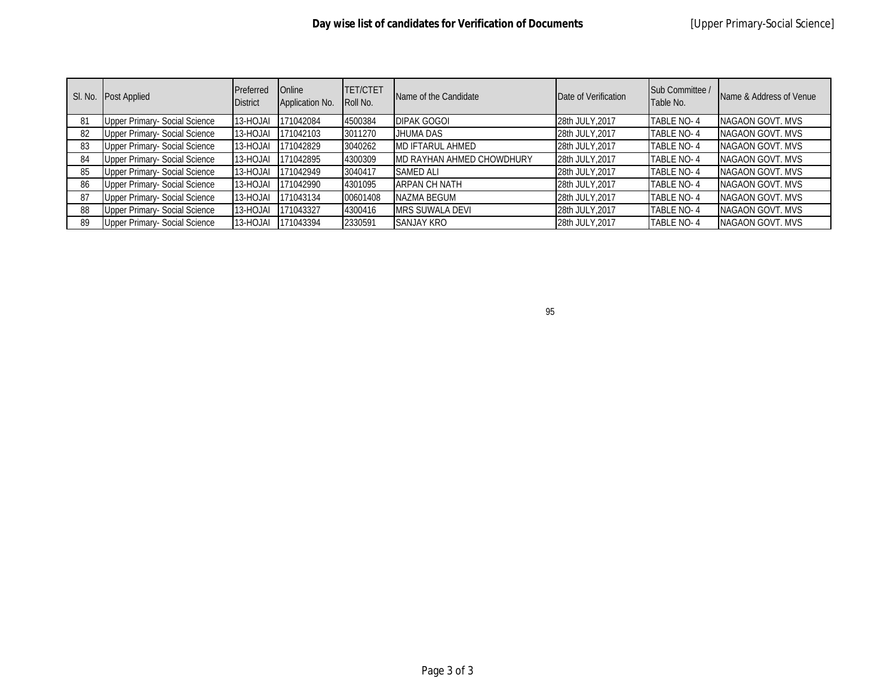# Day wise list of candidates for Verification of Documents

[Upper Primary-Social Science]

| Sl. No. | Post Applied | Preferred District | Online Application No. | TET/CTET Roll No. | Name of the Candidate | Date of Verification | Sub Committee / Table No. | Name & Address of Venue |
|---|---|---|---|---|---|---|---|---|
| 81 | Upper Primary- Social Science | 13-HOJAI | 171042084 | 4500384 | DIPAK GOGOI | 28th JULY,2017 | TABLE NO- 4 | NAGAON GOVT. MVS |
| 82 | Upper Primary- Social Science | 13-HOJAI | 171042103 | 3011270 | JHUMA DAS | 28th JULY,2017 | TABLE NO- 4 | NAGAON GOVT. MVS |
| 83 | Upper Primary- Social Science | 13-HOJAI | 171042829 | 3040262 | MD IFTARUL AHMED | 28th JULY,2017 | TABLE NO- 4 | NAGAON GOVT. MVS |
| 84 | Upper Primary- Social Science | 13-HOJAI | 171042895 | 4300309 | MD RAYHAN AHMED CHOWDHURY | 28th JULY,2017 | TABLE NO- 4 | NAGAON GOVT. MVS |
| 85 | Upper Primary- Social Science | 13-HOJAI | 171042949 | 3040417 | SAMED ALI | 28th JULY,2017 | TABLE NO- 4 | NAGAON GOVT. MVS |
| 86 | Upper Primary- Social Science | 13-HOJAI | 171042990 | 4301095 | ARPAN CH NATH | 28th JULY,2017 | TABLE NO- 4 | NAGAON GOVT. MVS |
| 87 | Upper Primary- Social Science | 13-HOJAI | 171043134 | 00601408 | NAZMA BEGUM | 28th JULY,2017 | TABLE NO- 4 | NAGAON GOVT. MVS |
| 88 | Upper Primary- Social Science | 13-HOJAI | 171043327 | 4300416 | MRS SUWALA DEVI | 28th JULY,2017 | TABLE NO- 4 | NAGAON GOVT. MVS |
| 89 | Upper Primary- Social Science | 13-HOJAI | 171043394 | 2330591 | SANJAY KRO | 28th JULY,2017 | TABLE NO- 4 | NAGAON GOVT. MVS |